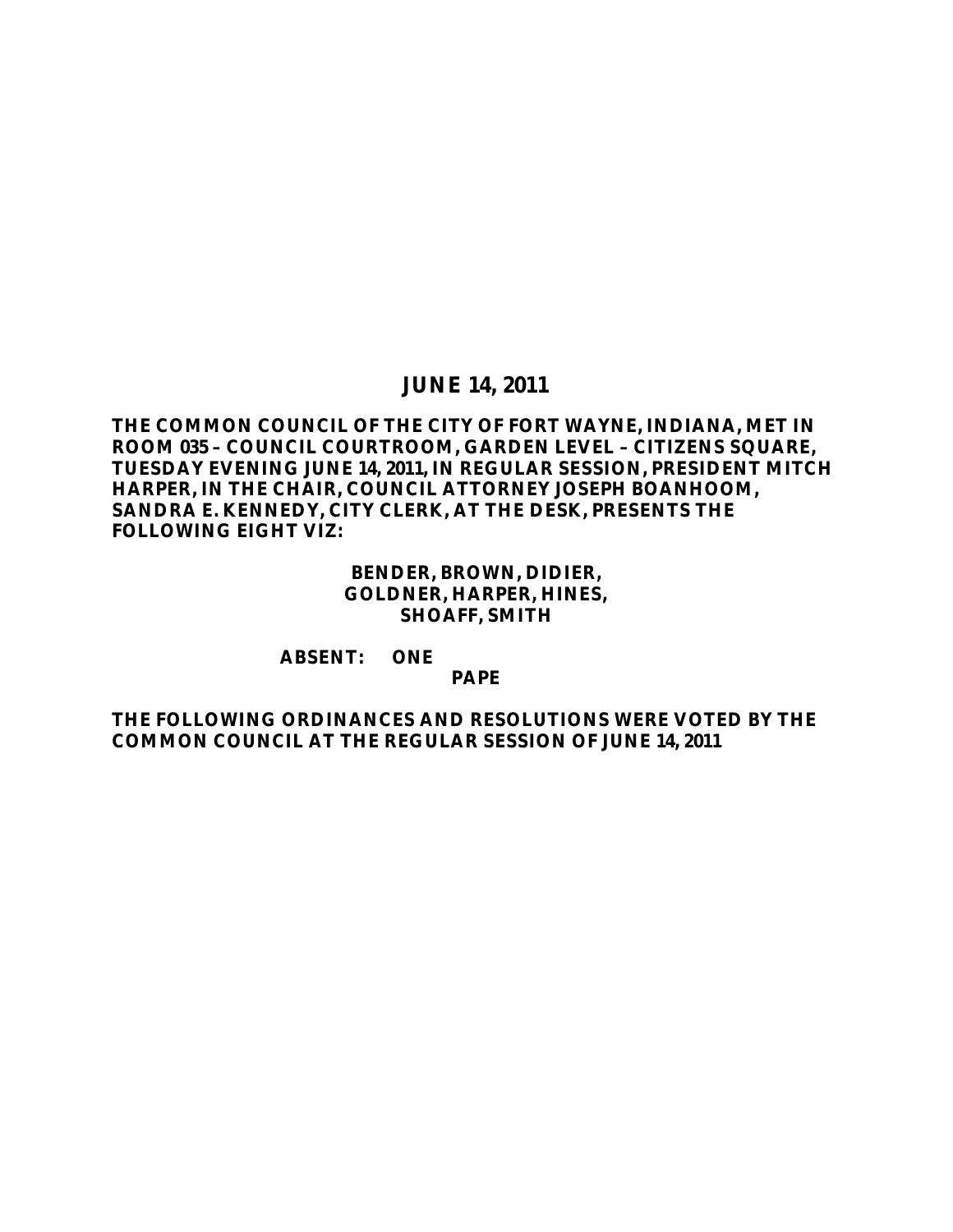# JUNE 14, 2011

**THE COMMON COUNCIL OF THE CITY OF FORT WAYNE, INDIANA, MET IN ROOM 035 – COUNCIL COURTROOM, GARDEN LEVEL – CITIZENS SQUARE, TUESDAY EVENING JUNE 14, 2011, IN REGULAR SESSION, PRESIDENT MITCH HARPER, IN THE CHAIR, COUNCIL ATTORNEY JOSEPH BOANHOOM, SANDRA E. KENNEDY, CITY CLERK, AT THE DESK, PRESENTS THE FOLLOWING EIGHT VIZ:**

**BENDER, BROWN, DIDIER,**
**GOLDNER, HARPER, HINES,**
**SHOAFF, SMITH**

**ABSENT: ONE**
**PAPE**

**THE FOLLOWING ORDINANCES AND RESOLUTIONS WERE VOTED BY THE COMMON COUNCIL AT THE REGULAR SESSION OF JUNE 14, 2011**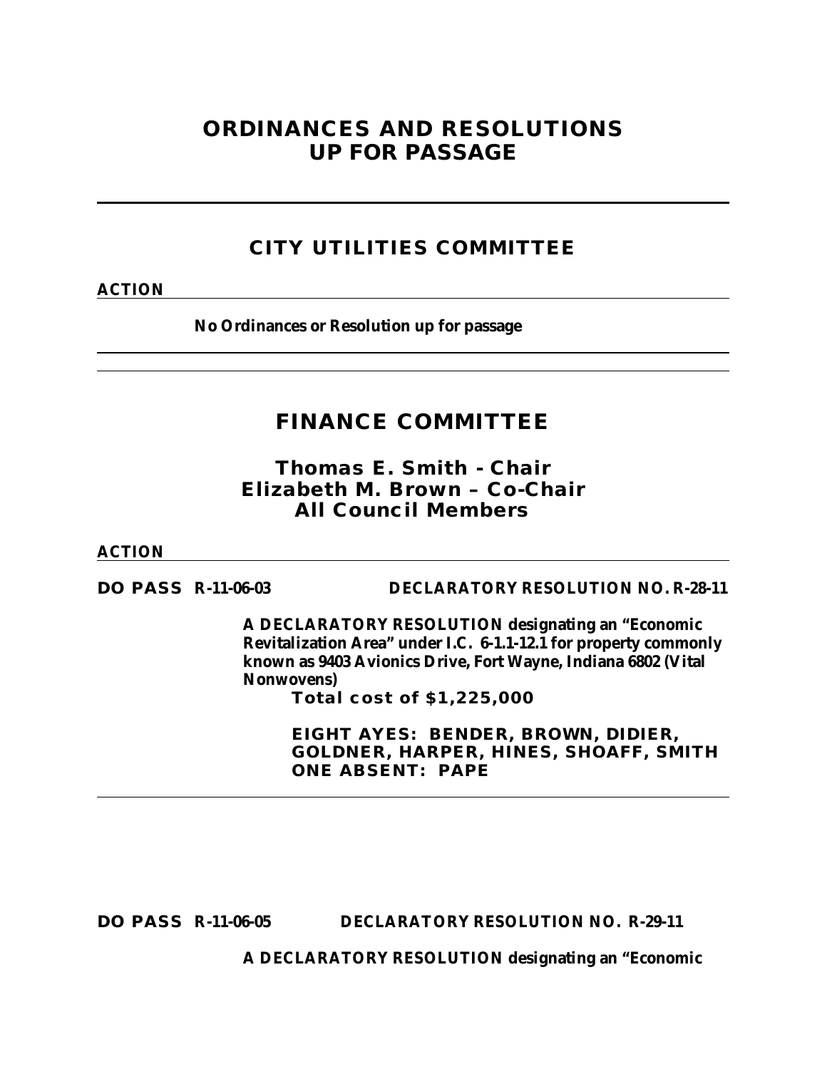# ORDINANCES AND RESOLUTIONS UP FOR PASSAGE

---

## CITY UTILITIES COMMITTEE

**ACTION**

**No Ordinances or Resolution up for passage**

---

## FINANCE COMMITTEE

### Thomas E. Smith - Chair
### Elizabeth M. Brown – Co-Chair
### All Council Members

**ACTION**

**DO PASS R-11-06-03 DECLARATORY RESOLUTION NO. R-28-11**

**A DECLARATORY RESOLUTION designating an "Economic Revitalization Area" under I.C. 6-1.1-12.1 for property commonly known as 9403 Avionics Drive, Fort Wayne, Indiana 6802 (Vital Nonwovens)**

**Total cost of $1,225,000**

**EIGHT AYES: BENDER, BROWN, DIDIER, GOLDNER, HARPER, HINES, SHOAFF, SMITH**
**ONE ABSENT: PAPE**

---

**DO PASS R-11-06-05 DECLARATORY RESOLUTION NO. R-29-11**

**A DECLARATORY RESOLUTION designating an "Economic**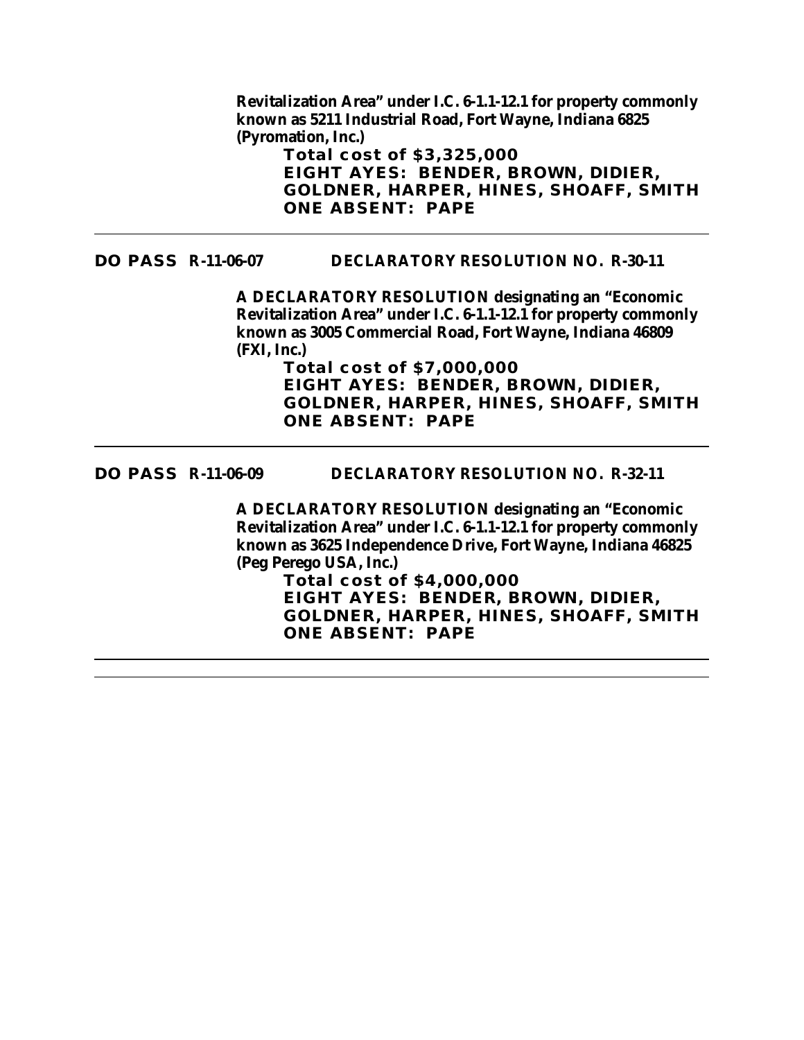**Revitalization Area" under I.C. 6-1.1-12.1 for property commonly known as 5211 Industrial Road, Fort Wayne, Indiana 6825 (Pyromation, Inc.)**

**Total cost of $3,325,000**
**EIGHT AYES: BENDER, BROWN, DIDIER, GOLDNER, HARPER, HINES, SHOAFF, SMITH**
**ONE ABSENT: PAPE**

---

**DO PASS R-11-06-07 DECLARATORY RESOLUTION NO. R-30-11**

**A DECLARATORY RESOLUTION designating an "Economic Revitalization Area" under I.C. 6-1.1-12.1 for property commonly known as 3005 Commercial Road, Fort Wayne, Indiana 46809 (FXI, Inc.)**

**Total cost of $7,000,000**
**EIGHT AYES: BENDER, BROWN, DIDIER, GOLDNER, HARPER, HINES, SHOAFF, SMITH**
**ONE ABSENT: PAPE**

---

**DO PASS R-11-06-09 DECLARATORY RESOLUTION NO. R-32-11**

**A DECLARATORY RESOLUTION designating an "Economic Revitalization Area" under I.C. 6-1.1-12.1 for property commonly known as 3625 Independence Drive, Fort Wayne, Indiana 46825 (Peg Perego USA, Inc.)**

**Total cost of $4,000,000**
**EIGHT AYES: BENDER, BROWN, DIDIER, GOLDNER, HARPER, HINES, SHOAFF, SMITH**
**ONE ABSENT: PAPE**

---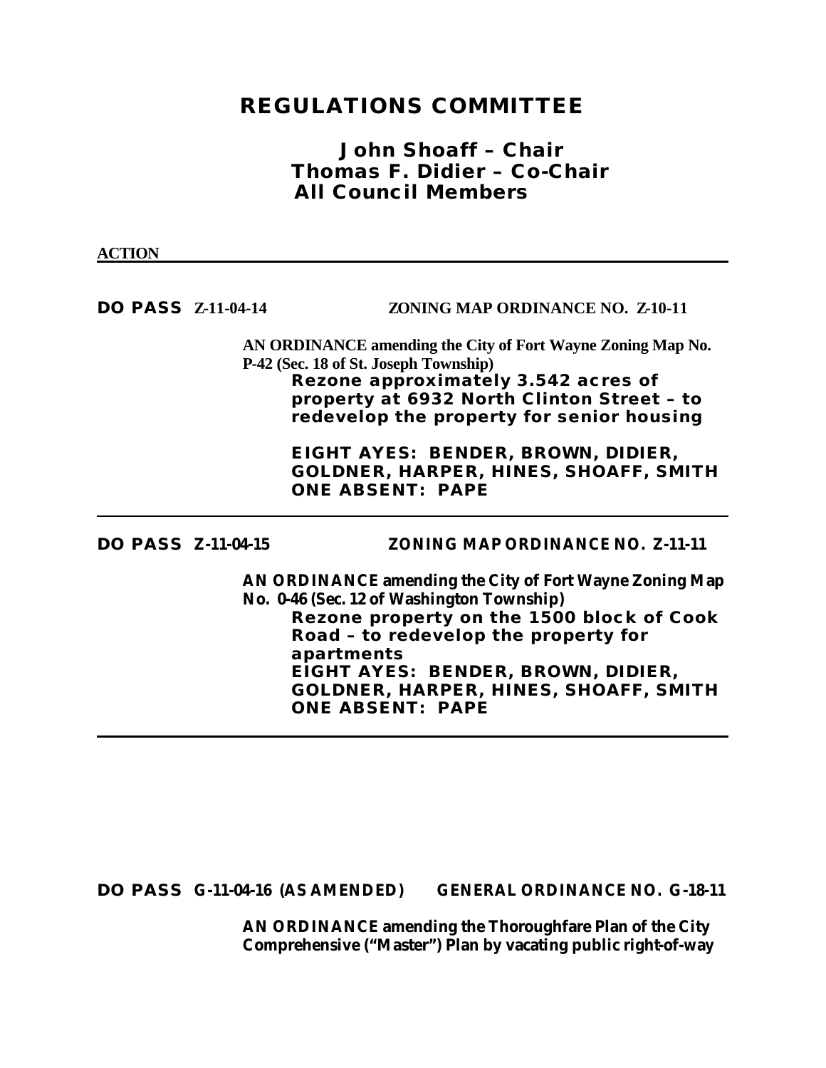# REGULATIONS COMMITTEE

## John Shoaff – Chair
## Thomas F. Didier – Co-Chair
## All Council Members

**ACTION**

---

**DO PASS Z-11-04-14** **ZONING MAP ORDINANCE NO. Z-10-11**

**AN ORDINANCE amending the City of Fort Wayne Zoning Map No. P-42 (Sec. 18 of St. Joseph Township)**

**Rezone approximately 3.542 acres of property at 6932 North Clinton Street – to redevelop the property for senior housing**

**EIGHT AYES: BENDER, BROWN, DIDIER, GOLDNER, HARPER, HINES, SHOAFF, SMITH**
**ONE ABSENT: PAPE**

---

**DO PASS Z-11-04-15** **ZONING MAP ORDINANCE NO. Z-11-11**

**AN ORDINANCE amending the City of Fort Wayne Zoning Map No. 0-46 (Sec. 12 of Washington Township)**

**Rezone property on the 1500 block of Cook Road – to redevelop the property for apartments**

**EIGHT AYES: BENDER, BROWN, DIDIER, GOLDNER, HARPER, HINES, SHOAFF, SMITH**
**ONE ABSENT: PAPE**

---

**DO PASS G-11-04-16 (AS AMENDED)** **GENERAL ORDINANCE NO. G-18-11**

**AN ORDINANCE amending the Thoroughfare Plan of the City Comprehensive ("Master") Plan by vacating public right-of-way**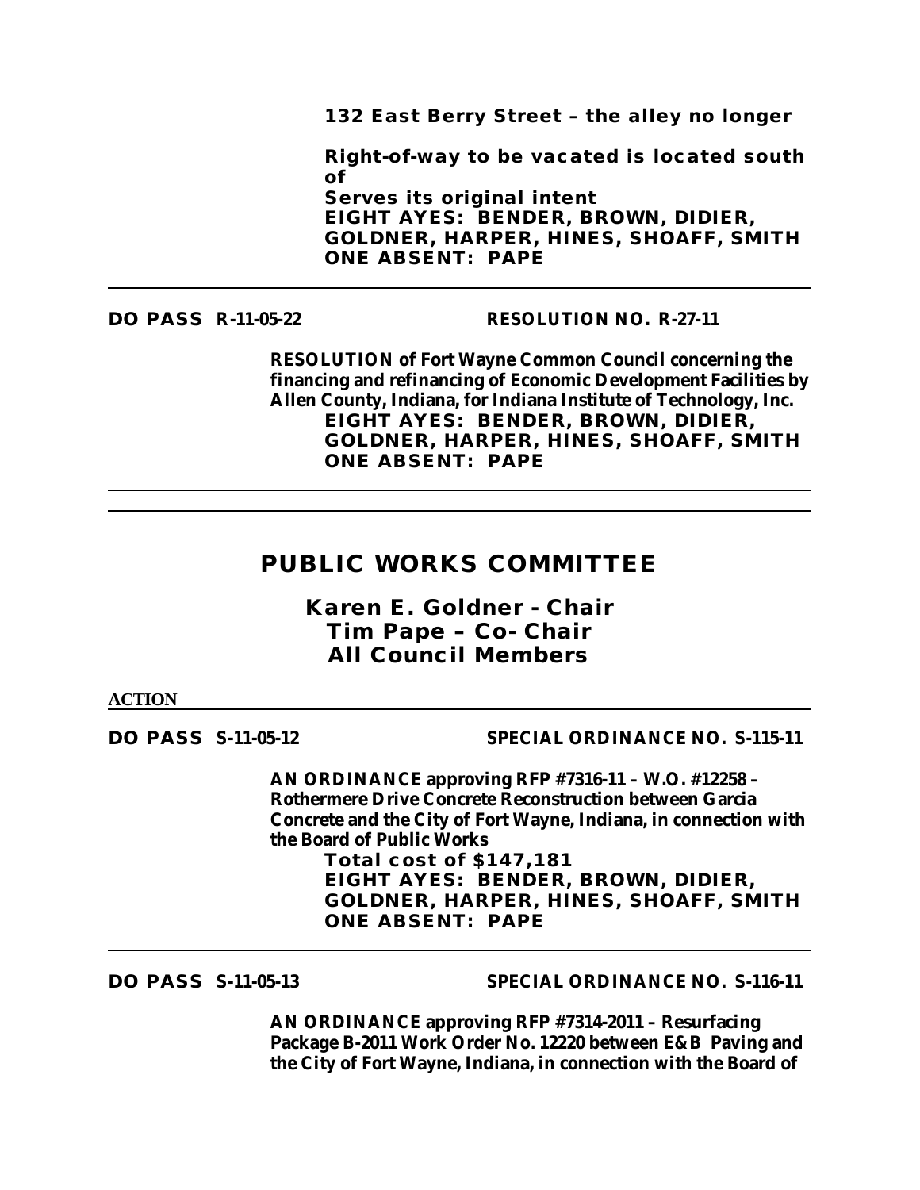**132 East Berry Street – the alley no longer**

**Right-of-way to be vacated is located south of**
**Serves its original intent**
**EIGHT AYES: BENDER, BROWN, DIDIER, GOLDNER, HARPER, HINES, SHOAFF, SMITH**
**ONE ABSENT: PAPE**

---

**DO PASS R-11-05-22** **RESOLUTION NO. R-27-11**

**RESOLUTION of Fort Wayne Common Council concerning the financing and refinancing of Economic Development Facilities by Allen County, Indiana, for Indiana Institute of Technology, Inc.**
**EIGHT AYES: BENDER, BROWN, DIDIER, GOLDNER, HARPER, HINES, SHOAFF, SMITH**
**ONE ABSENT: PAPE**

---

## PUBLIC WORKS COMMITTEE

### Karen E. Goldner - Chair
### Tim Pape – Co- Chair
### All Council Members

**ACTION**

---

**DO PASS S-11-05-12** **SPECIAL ORDINANCE NO. S-115-11**

**AN ORDINANCE approving RFP #7316-11 – W.O. #12258 – Rothermere Drive Concrete Reconstruction between Garcia Concrete and the City of Fort Wayne, Indiana, in connection with the Board of Public Works**
**Total cost of $147,181**
**EIGHT AYES: BENDER, BROWN, DIDIER, GOLDNER, HARPER, HINES, SHOAFF, SMITH**
**ONE ABSENT: PAPE**

---

**DO PASS S-11-05-13** **SPECIAL ORDINANCE NO. S-116-11**

**AN ORDINANCE approving RFP #7314-2011 – Resurfacing Package B-2011 Work Order No. 12220 between E&B Paving and the City of Fort Wayne, Indiana, in connection with the Board of**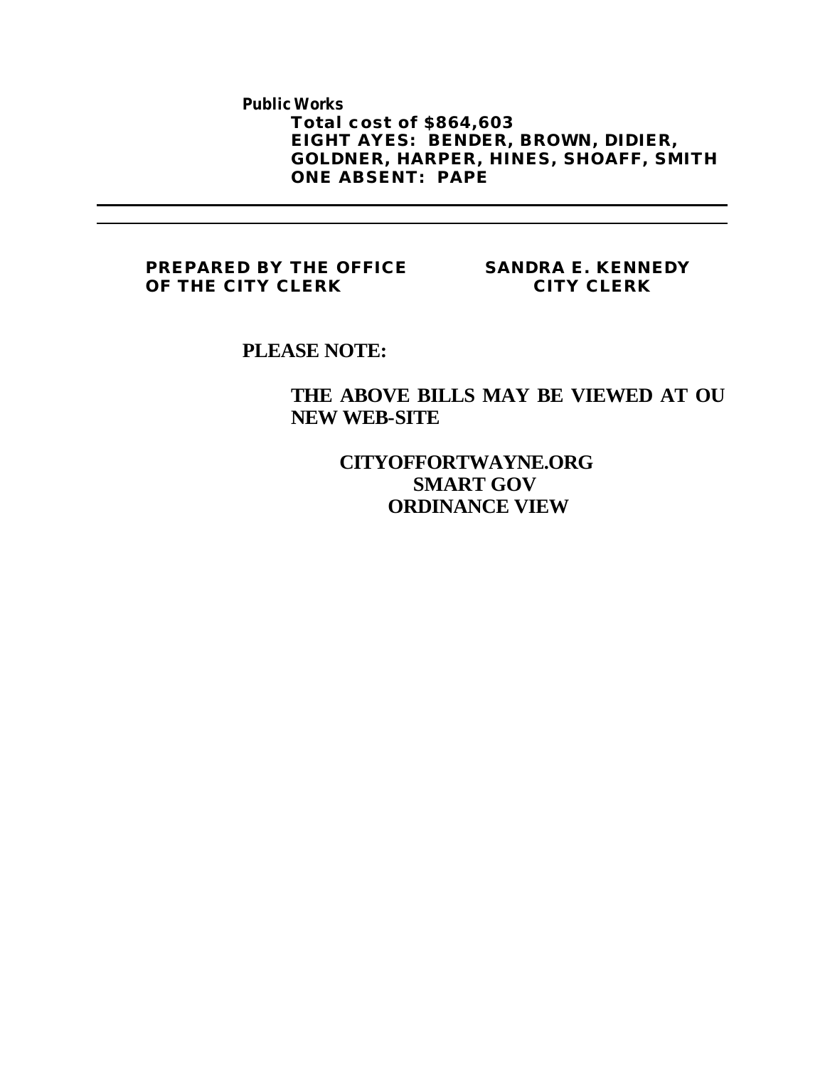**Public Works**

**Total cost of $864,603**
**EIGHT AYES: BENDER, BROWN, DIDIER, GOLDNER, HARPER, HINES, SHOAFF, SMITH**
**ONE ABSENT: PAPE**

---

---

**PREPARED BY THE OFFICE OF THE CITY CLERK**

**SANDRA E. KENNEDY**
**CITY CLERK**

**PLEASE NOTE:**

**THE ABOVE BILLS MAY BE VIEWED AT OU NEW WEB-SITE**

**CITYOFFORTWAYNE.ORG**
**SMART GOV**
**ORDINANCE VIEW**